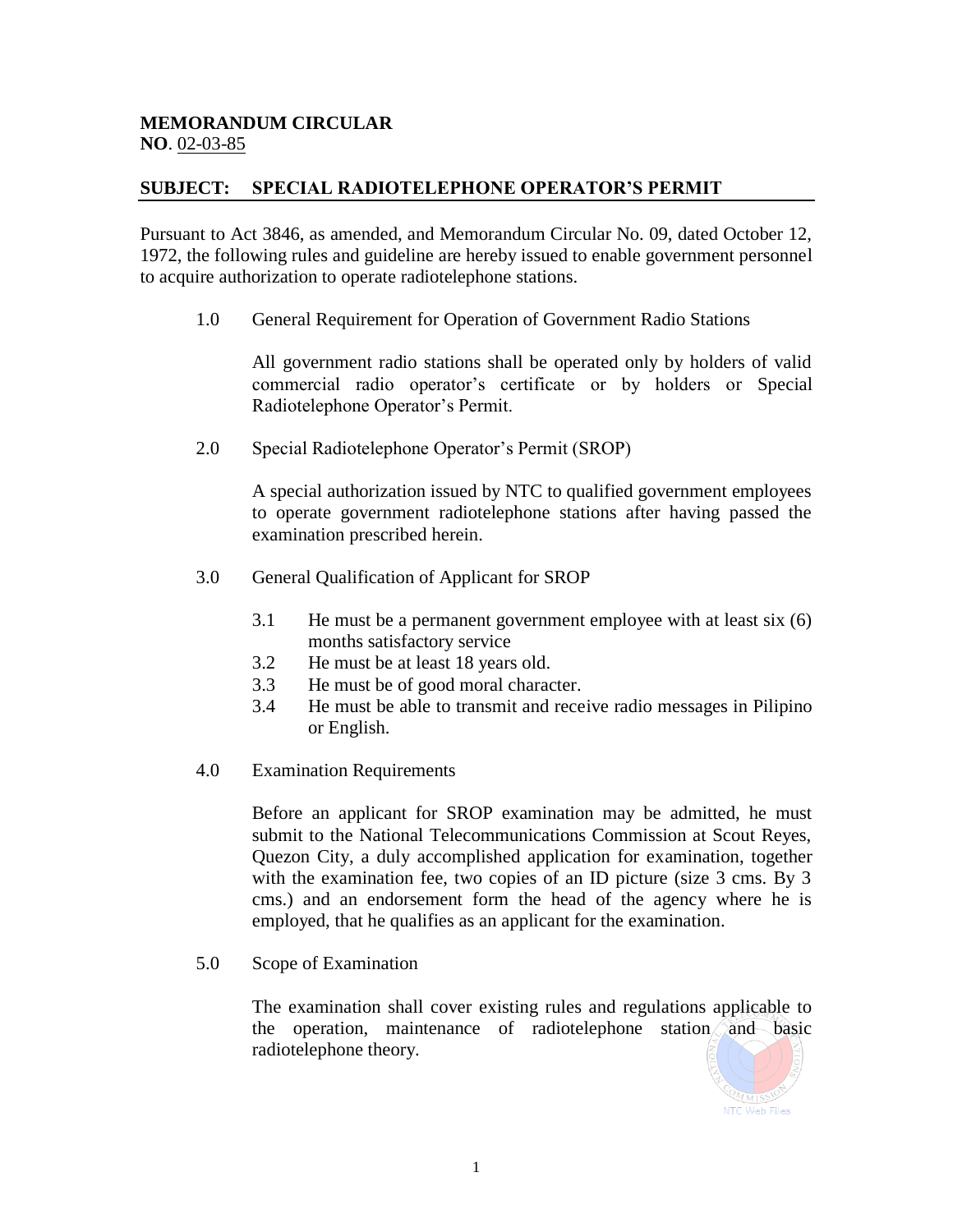**MEMORANDUM CIRCULAR**
**NO**. 02-03-85

## SUBJECT: SPECIAL RADIOTELEPHONE OPERATOR'S PERMIT

Pursuant to Act 3846, as amended, and Memorandum Circular No. 09, dated October 12, 1972, the following rules and guideline are hereby issued to enable government personnel to acquire authorization to operate radiotelephone stations.

1.0 General Requirement for Operation of Government Radio Stations

All government radio stations shall be operated only by holders of valid commercial radio operator's certificate or by holders or Special Radiotelephone Operator's Permit.

2.0 Special Radiotelephone Operator's Permit (SROP)

A special authorization issued by NTC to qualified government employees to operate government radiotelephone stations after having passed the examination prescribed herein.

3.0 General Qualification of Applicant for SROP

- 3.1 He must be a permanent government employee with at least six (6) months satisfactory service
- 3.2 He must be at least 18 years old.
- 3.3 He must be of good moral character.
- 3.4 He must be able to transmit and receive radio messages in Pilipino or English.

4.0 Examination Requirements

Before an applicant for SROP examination may be admitted, he must submit to the National Telecommunications Commission at Scout Reyes, Quezon City, a duly accomplished application for examination, together with the examination fee, two copies of an ID picture (size 3 cms. By 3 cms.) and an endorsement form the head of the agency where he is employed, that he qualifies as an applicant for the examination.

5.0 Scope of Examination

The examination shall cover existing rules and regulations applicable to the operation, maintenance of radiotelephone station and basic radiotelephone theory.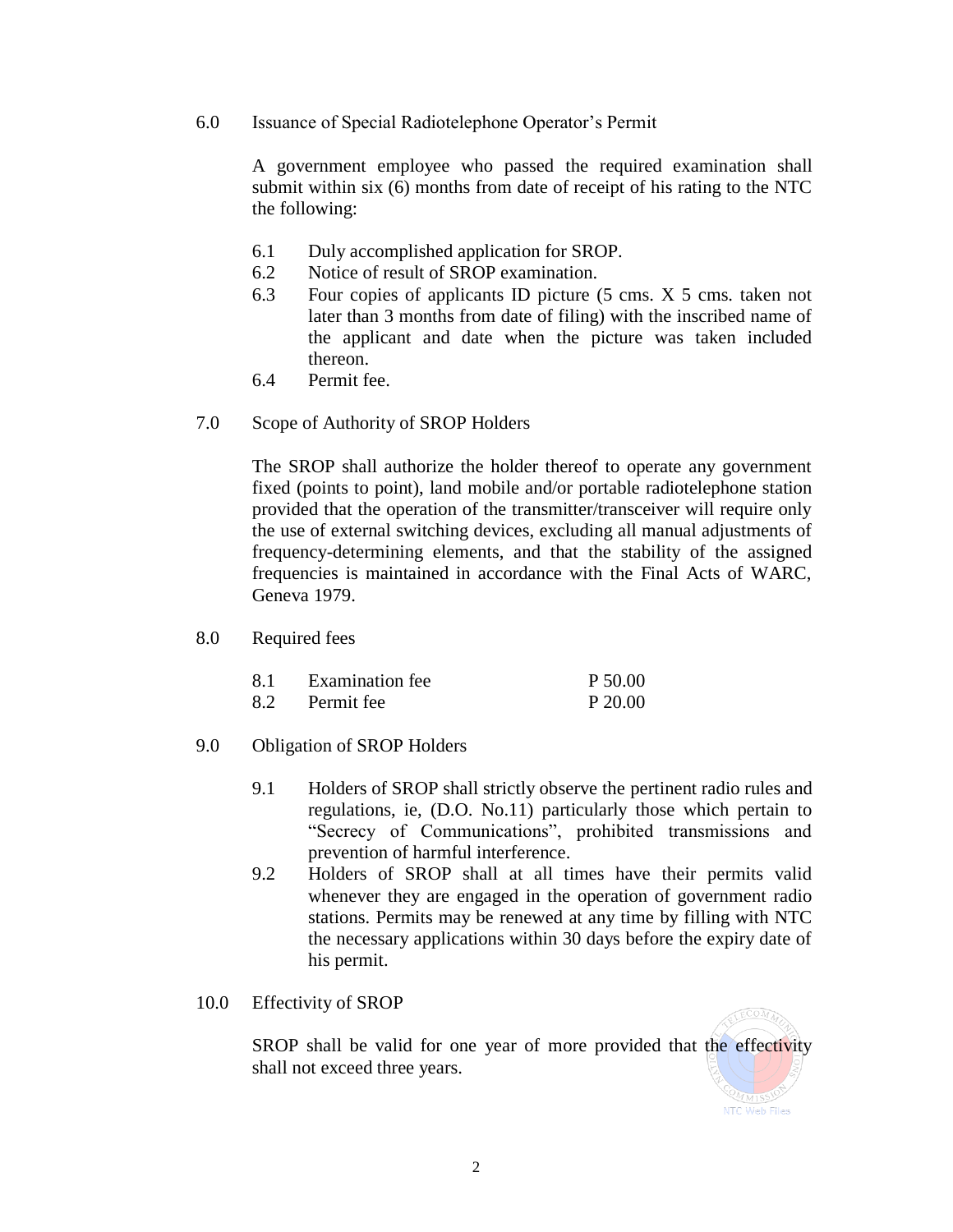6.0 Issuance of Special Radiotelephone Operator's Permit

A government employee who passed the required examination shall submit within six (6) months from date of receipt of his rating to the NTC the following:

6.1 Duly accomplished application for SROP.
6.2 Notice of result of SROP examination.
6.3 Four copies of applicants ID picture (5 cms. X 5 cms. taken not later than 3 months from date of filing) with the inscribed name of the applicant and date when the picture was taken included thereon.
6.4 Permit fee.

7.0 Scope of Authority of SROP Holders

The SROP shall authorize the holder thereof to operate any government fixed (points to point), land mobile and/or portable radiotelephone station provided that the operation of the transmitter/transceiver will require only the use of external switching devices, excluding all manual adjustments of frequency-determining elements, and that the stability of the assigned frequencies is maintained in accordance with the Final Acts of WARC, Geneva 1979.

8.0 Required fees

| | | |
|---|---|---|
| 8.1 | Examination fee | P 50.00 |
| 8.2 | Permit fee | P 20.00 |

9.0 Obligation of SROP Holders

9.1 Holders of SROP shall strictly observe the pertinent radio rules and regulations, ie, (D.O. No.11) particularly those which pertain to "Secrecy of Communications", prohibited transmissions and prevention of harmful interference.
9.2 Holders of SROP shall at all times have their permits valid whenever they are engaged in the operation of government radio stations. Permits may be renewed at any time by filling with NTC the necessary applications within 30 days before the expiry date of his permit.

10.0 Effectivity of SROP

SROP shall be valid for one year of more provided that the effectivity shall not exceed three years.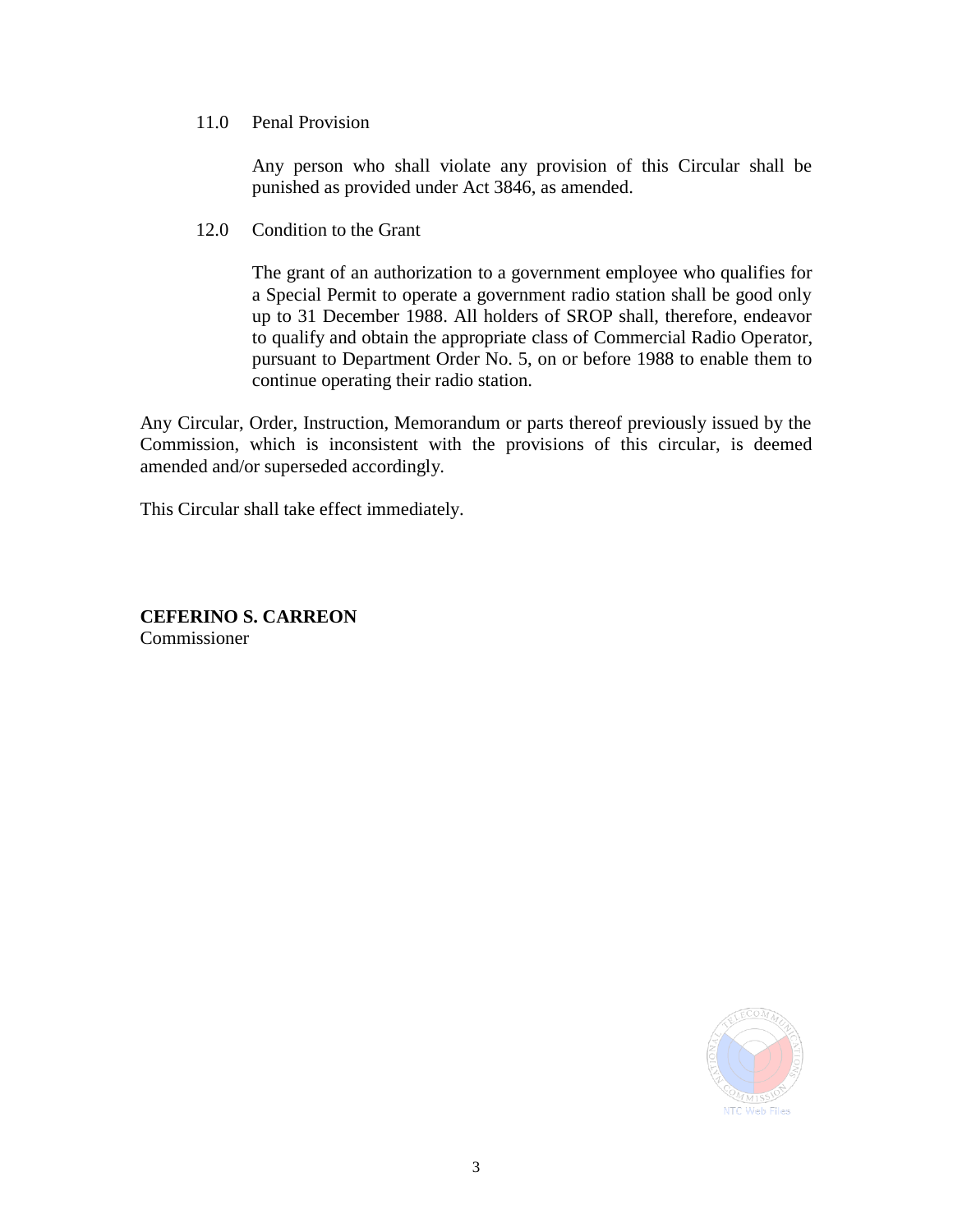11.0 Penal Provision

Any person who shall violate any provision of this Circular shall be punished as provided under Act 3846, as amended.

12.0 Condition to the Grant

The grant of an authorization to a government employee who qualifies for a Special Permit to operate a government radio station shall be good only up to 31 December 1988. All holders of SROP shall, therefore, endeavor to qualify and obtain the appropriate class of Commercial Radio Operator, pursuant to Department Order No. 5, on or before 1988 to enable them to continue operating their radio station.

Any Circular, Order, Instruction, Memorandum or parts thereof previously issued by the Commission, which is inconsistent with the provisions of this circular, is deemed amended and/or superseded accordingly.

This Circular shall take effect immediately.

**CEFERINO S. CARREON**
Commissioner